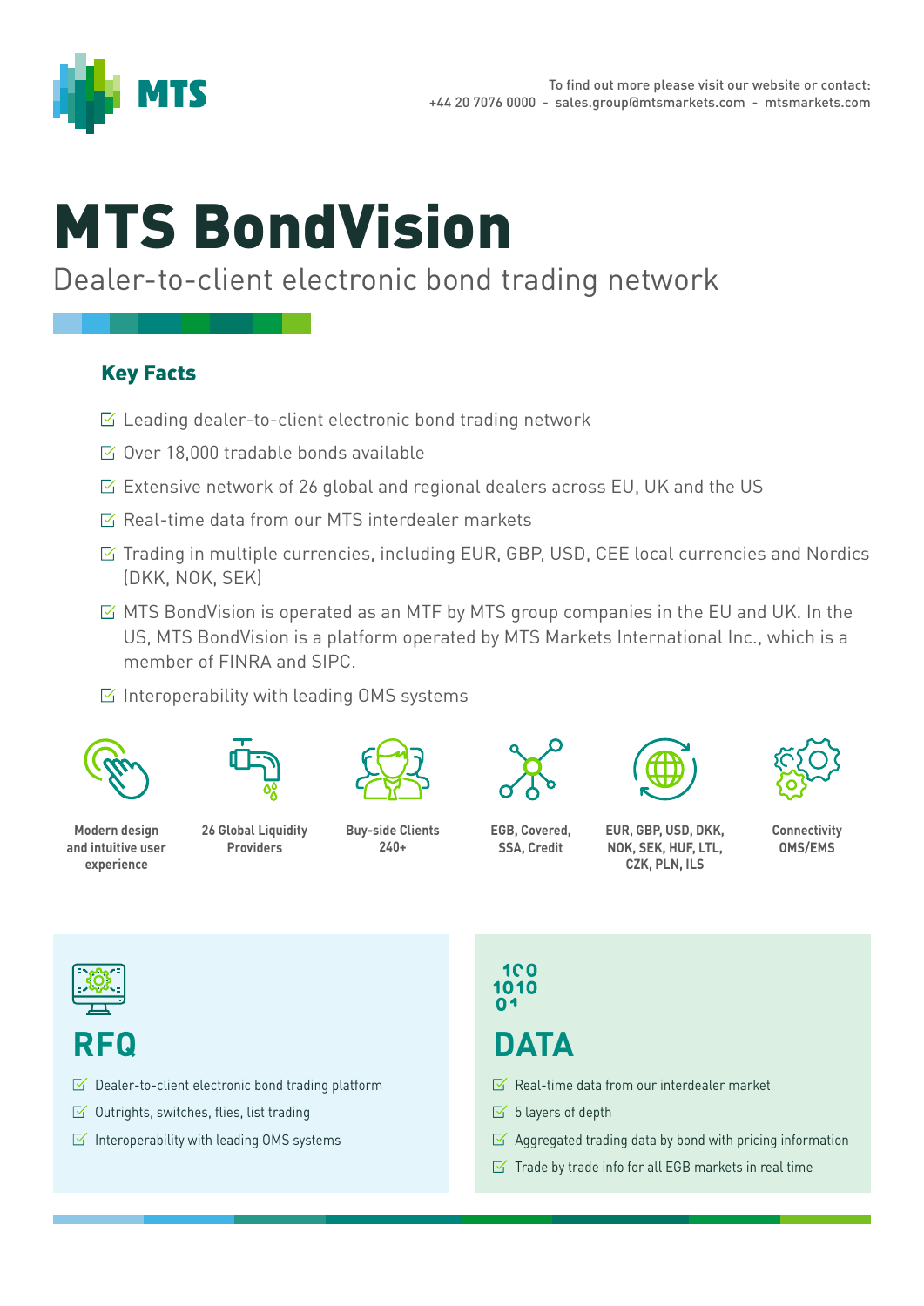MTS

To find out more please visit our website or contact:
+44 20 7076 0000 - sales.group@mtsmarkets.com - mtsmarkets.com

# MTS BondVision

Dealer-to-client electronic bond trading network

## Key Facts

- Leading dealer-to-client electronic bond trading network
- Over 18,000 tradable bonds available
- Extensive network of 26 global and regional dealers across EU, UK and the US
- Real-time data from our MTS interdealer markets
- Trading in multiple currencies, including EUR, GBP, USD, CEE local currencies and Nordics (DKK, NOK, SEK)
- MTS BondVision is operated as an MTF by MTS group companies in the EU and UK. In the US, MTS BondVision is a platform operated by MTS Markets International Inc., which is a member of FINRA and SIPC.
- Interoperability with leading OMS systems

**Modern design and intuitive user experience**

**26 Global Liquidity Providers**

**Buy-side Clients 240+**

**EGB, Covered, SSA, Credit**

**EUR, GBP, USD, DKK, NOK, SEK, HUF, LTL, CZK, PLN, ILS**

**Connectivity OMS/EMS**

## RFQ

- Dealer-to-client electronic bond trading platform
- Outrights, switches, flies, list trading
- Interoperability with leading OMS systems

## DATA

- Real-time data from our interdealer market
- 5 layers of depth
- Aggregated trading data by bond with pricing information
- Trade by trade info for all EGB markets in real time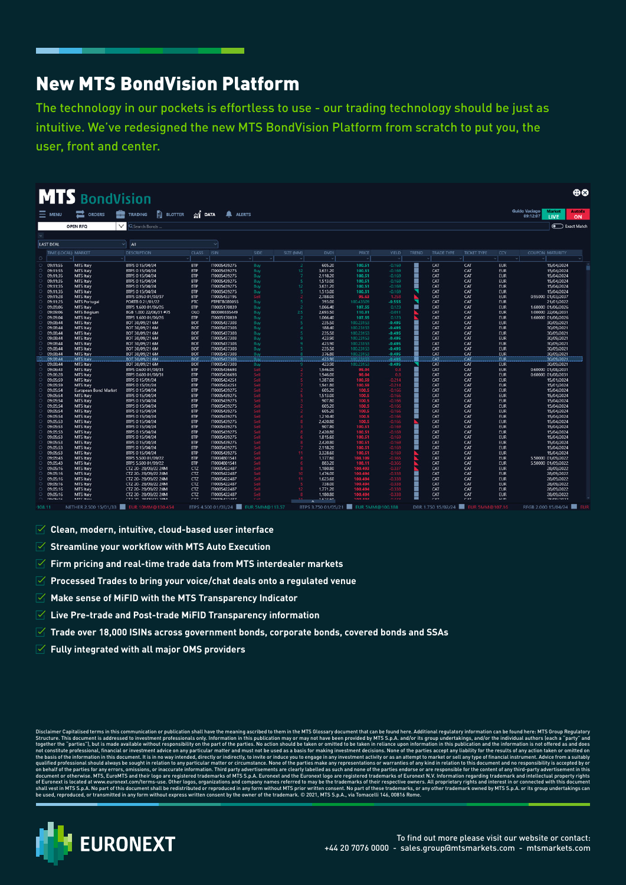# New MTS BondVision Platform

The technology in our pockets is effortless to use - our trading technology should be just as intuitive. We've redesigned the new MTS BondVision Platform from scratch to put you, the user, front and center.

- Clean, modern, intuitive, cloud-based user interface
- Streamline your workflow with MTS Auto Execution
- Firm pricing and real-time trade data from MTS interdealer markets
- Processed Trades to bring your voice/chat deals onto a regulated venue
- Make sense of MiFID with the MTS Transparency Indicator
- Live Pre-trade and Post-trade MiFID Transparency information
- Trade over 18,000 ISINs across government bonds, corporate bonds, covered bonds and SSAs
- Fully integrated with all major OMS providers

Disclaimer Capitalised terms in this communication or publication shall have the meaning ascribed to them in the MTS Glossary document that can be found here. Additional regulatory information can be found here: MTS Group Regulatory Structure. This document is addressed to investment professionals only. Information in this publication may or may not have been provided by MTS S.p.A. and/or its group undertakings, and/or the individual authors (each a "party" and together the "parties"), but is made available without responsibility on the part of the parties. No action should be taken or omitted to be taken in reliance upon information in this publication and the information is not offered as and does not constitute professional, financial or investment advice on any particular matter and must not be used as a basis for making investment decisions. None of the parties accept any liability for the results of any action taken or omitted on the basis of the information in this document. It is in no way intended, directly or indirectly, to invite or induce you to engage in any investment activity or as an attempt to market or sell any type of financial instrument. Advice from a suitably qualified professional should always be sought in relation to any particular matter or circumstance. None of the parties make any representations or warranties of any kind in relation to this document and no responsibility is accepted by or on behalf of the parties for any errors, omissions, or inaccurate information. Third party advertisements are clearly labelled as such and none of the parties endorse or are responsible for the content of any third-party advertisement in this document or otherwise. MTS, EuroMTS and their logo are registered trademarks of MTS S.p.A. Euronext and the Euronext logo are registered trademarks of Euronext N.V. Information regarding trademark and intellectual property rights of Euronext is located at www.euronext.com/terms-use. Other logos, organizations and company names referred to may be the trademarks of their respective owners. All proprietary rights and interest in or connected with this document shall vest in MTS S.p.A. No part of this document shall be redistributed or reproduced in any form without MTS prior written consent. No part of these trademarks, or any other trademark owned by MTS S.p.A. or its group undertakings can be used, reproduced, or transmitted in any form without express written consent by the owner of the trademark. © 2021, MTS S.p.A., via Tomacelli 146, 00816 Rome.

EURONEXT

To find out more please visit our website or contact:
+44 20 7076 0000 - sales.group@mtsmarkets.com - mtsmarkets.com